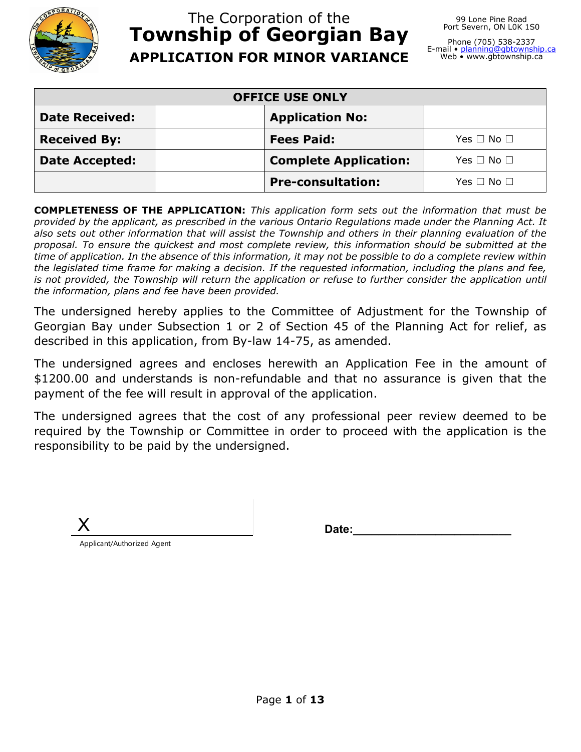The Corporation of the

# Township of Georgian Bay

## APPLICATION FOR MINOR VARIANCE

99 Lone Pine Road
Port Severn, ON L0K 1S0

Phone (705) 538-2337
E-mail • planning@gbtownship.ca
Web • www.gbtownship.ca

| OFFICE USE ONLY | | | |
|---|---|---|---|
| **Date Received:** | | **Application No:** | |
| **Received By:** | | **Fees Paid:** | Yes ☐ No ☐ |
| **Date Accepted:** | | **Complete Application:** | Yes ☐ No ☐ |
| | | **Pre-consultation:** | Yes ☐ No ☐ |

**COMPLETENESS OF THE APPLICATION:** *This application form sets out the information that must be provided by the applicant, as prescribed in the various Ontario Regulations made under the Planning Act. It also sets out other information that will assist the Township and others in their planning evaluation of the proposal. To ensure the quickest and most complete review, this information should be submitted at the time of application. In the absence of this information, it may not be possible to do a complete review within the legislated time frame for making a decision. If the requested information, including the plans and fee, is not provided, the Township will return the application or refuse to further consider the application until the information, plans and fee have been provided.*

The undersigned hereby applies to the Committee of Adjustment for the Township of Georgian Bay under Subsection 1 or 2 of Section 45 of the Planning Act for relief, as described in this application, from By-law 14-75, as amended.

The undersigned agrees and encloses herewith an Application Fee in the amount of $1200.00 and understands is non-refundable and that no assurance is given that the payment of the fee will result in approval of the application.

The undersigned agrees that the cost of any professional peer review deemed to be required by the Township or Committee in order to proceed with the application is the responsibility to be paid by the undersigned.

X ______________________

Applicant/Authorized Agent

**Date:**______________________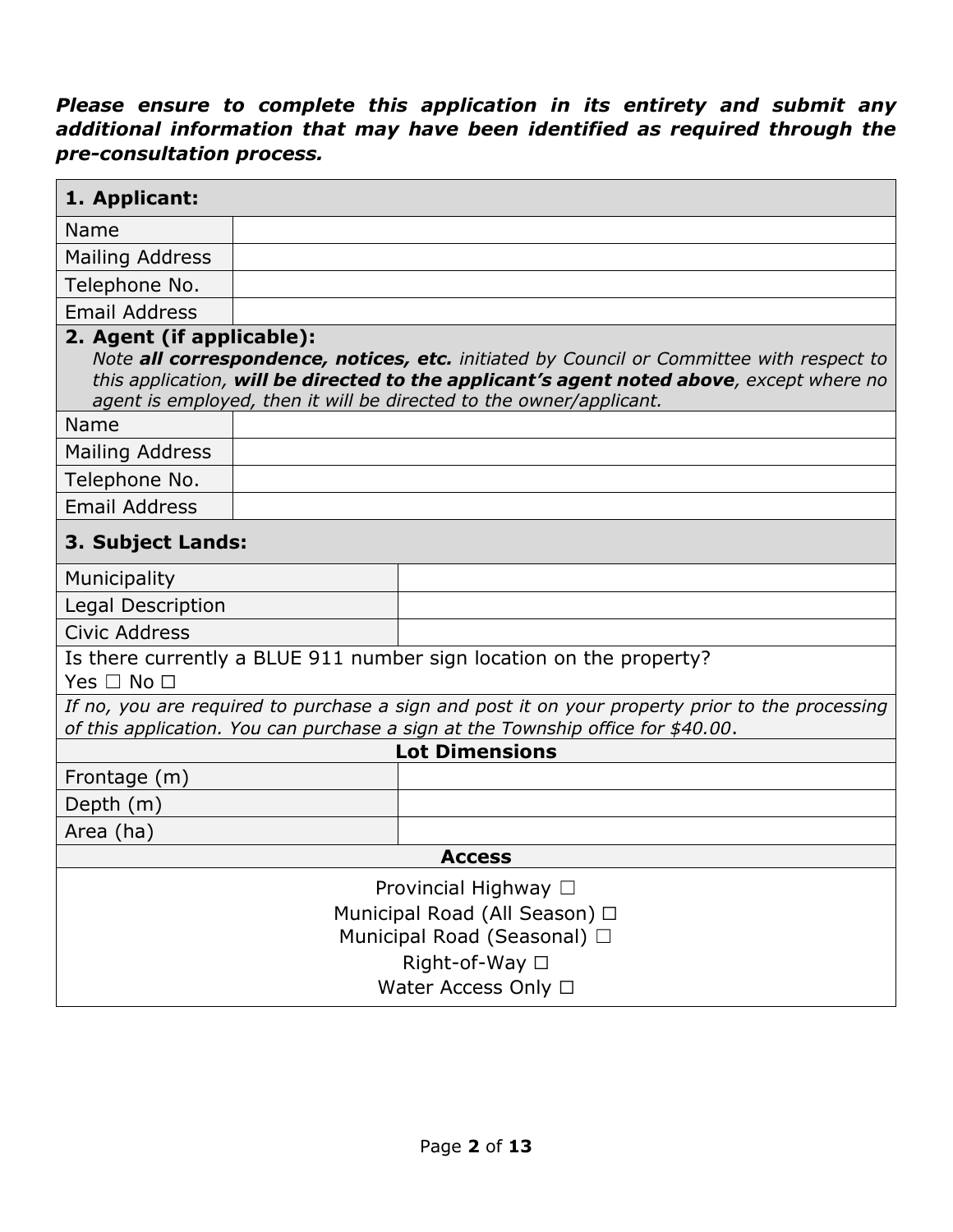***Please ensure to complete this application in its entirety and submit any additional information that may have been identified as required through the pre-consultation process.***

| **1. Applicant:** | |
|---|---|
| Name | |
| Mailing Address | |
| Telephone No. | |
| Email Address | |

**2. Agent (if applicable):**

*Note **all correspondence, notices, etc.** initiated by Council or Committee with respect to this application, **will be directed to the applicant's agent noted above**, except where no agent is employed, then it will be directed to the owner/applicant.*

| | |
|---|---|
| Name | |
| Mailing Address | |
| Telephone No. | |
| Email Address | |

| **3. Subject Lands:** | |
|---|---|
| Municipality | |
| Legal Description | |
| Civic Address | |

Is there currently a BLUE 911 number sign location on the property?
Yes ☐ No ☐

*If no, you are required to purchase a sign and post it on your property prior to the processing of this application. You can purchase a sign at the Township office for $40.00.*

| **Lot Dimensions** | |
|---|---|
| Frontage (m) | |
| Depth (m) | |
| Area (ha) | |

**Access**

Provincial Highway ☐
Municipal Road (All Season) ☐
Municipal Road (Seasonal) ☐
Right-of-Way ☐
Water Access Only ☐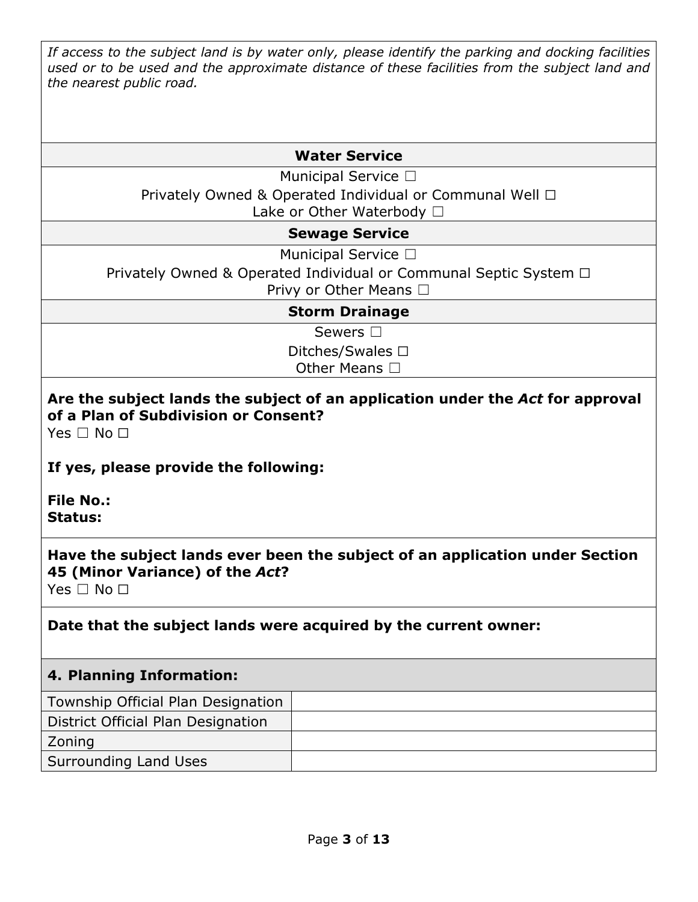*If access to the subject land is by water only, please identify the parking and docking facilities used or to be used and the approximate distance of these facilities from the subject land and the nearest public road.*

**Water Service**

Municipal Service ☐

Privately Owned & Operated Individual or Communal Well ☐

Lake or Other Waterbody ☐

**Sewage Service**

Municipal Service ☐

Privately Owned & Operated Individual or Communal Septic System ☐

Privy or Other Means ☐

**Storm Drainage**

Sewers ☐

Ditches/Swales ☐

Other Means ☐

**Are the subject lands the subject of an application under the *Act* for approval of a Plan of Subdivision or Consent?**

Yes ☐ No ☐

**If yes, please provide the following:**

**File No.:**
**Status:**

**Have the subject lands ever been the subject of an application under Section 45 (Minor Variance) of the *Act*?**

Yes ☐ No ☐

**Date that the subject lands were acquired by the current owner:**

## 4. Planning Information:

| | |
|---|---|
| Township Official Plan Designation | |
| District Official Plan Designation | |
| Zoning | |
| Surrounding Land Uses | |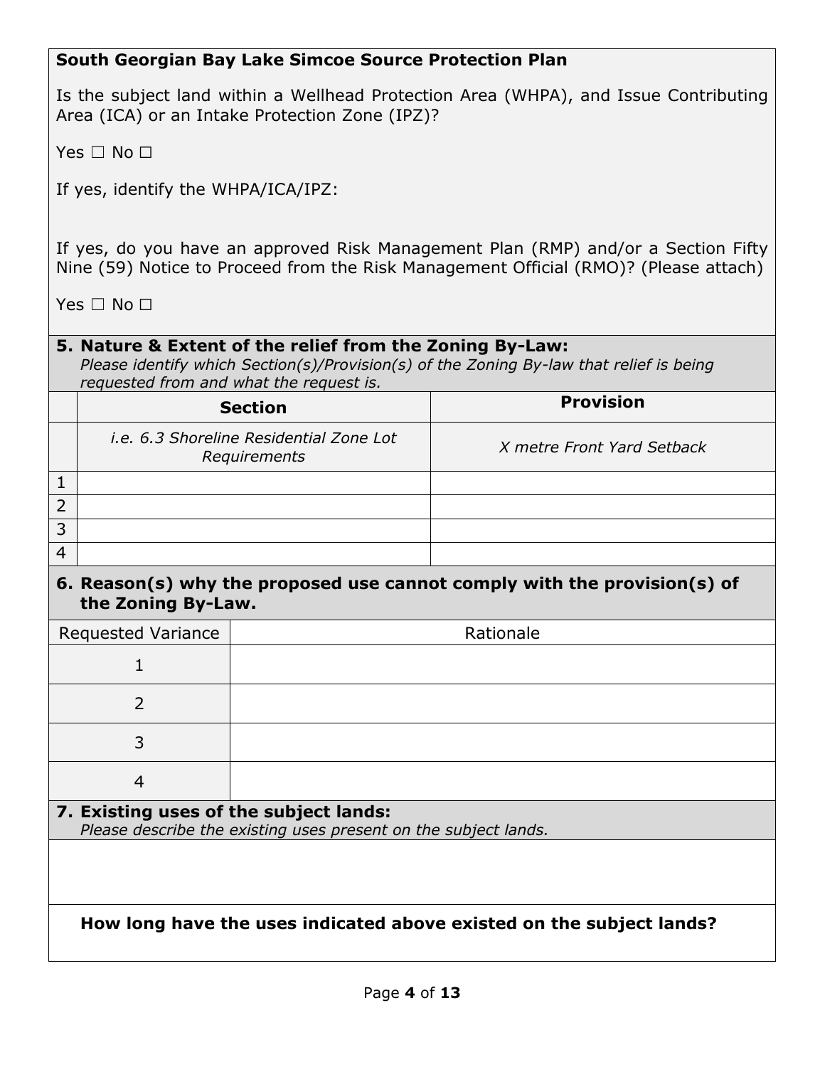**South Georgian Bay Lake Simcoe Source Protection Plan**

Is the subject land within a Wellhead Protection Area (WHPA), and Issue Contributing Area (ICA) or an Intake Protection Zone (IPZ)?

Yes ☐ No ☐

If yes, identify the WHPA/ICA/IPZ:

If yes, do you have an approved Risk Management Plan (RMP) and/or a Section Fifty Nine (59) Notice to Proceed from the Risk Management Official (RMO)? (Please attach)

Yes ☐ No ☐

### 5. Nature & Extent of the relief from the Zoning By-Law:

*Please identify which Section(s)/Provision(s) of the Zoning By-law that relief is being requested from and what the request is.*

| | Section | Provision |
|---|---|---|
| | *i.e. 6.3 Shoreline Residential Zone Lot Requirements* | *X metre Front Yard Setback* |
| 1 | | |
| 2 | | |
| 3 | | |
| 4 | | |

### 6. Reason(s) why the proposed use cannot comply with the provision(s) of the Zoning By-Law.

| Requested Variance | Rationale |
|---|---|
| 1 | |
| 2 | |
| 3 | |
| 4 | |

### 7. Existing uses of the subject lands:

*Please describe the existing uses present on the subject lands.*

**How long have the uses indicated above existed on the subject lands?**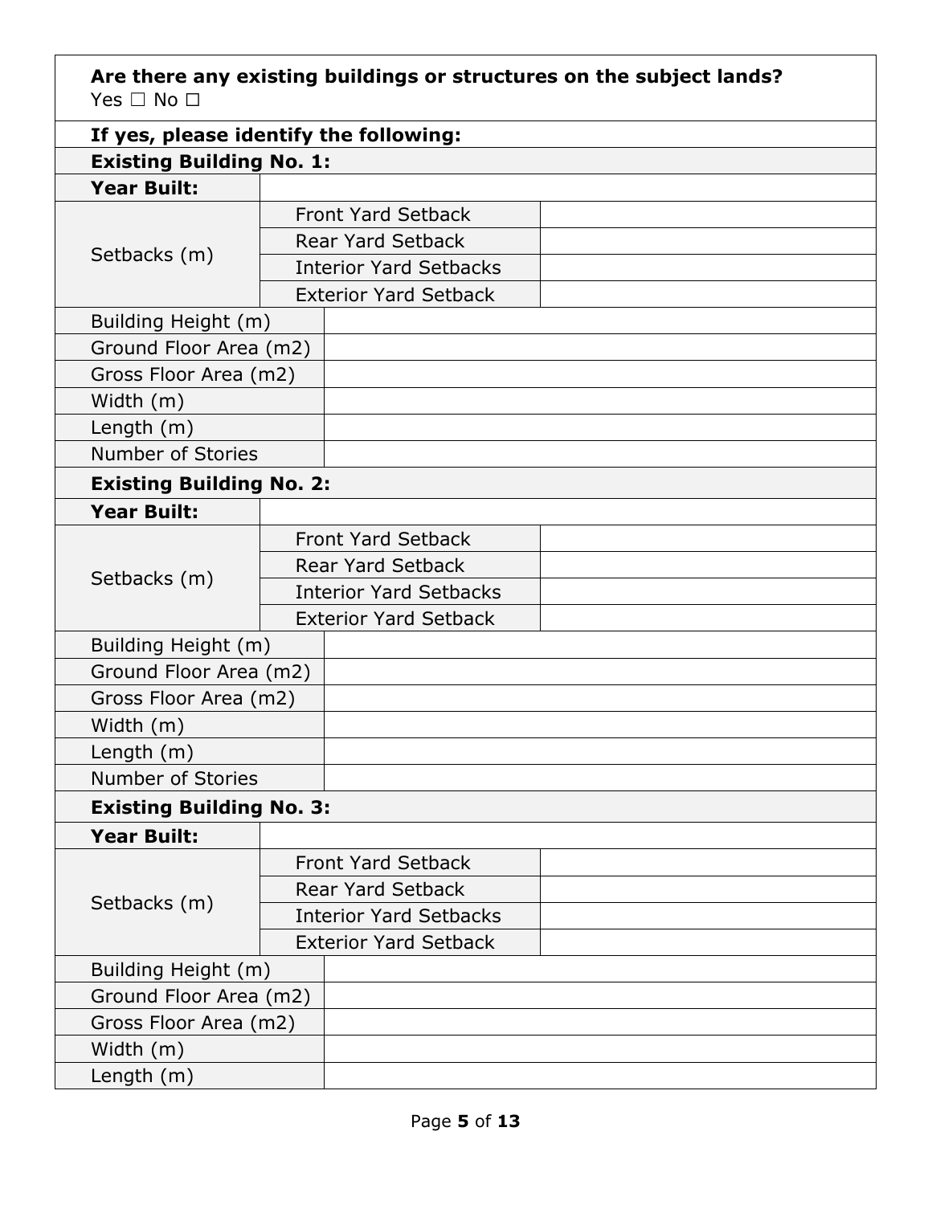**Are there any existing buildings or structures on the subject lands?**
Yes ☐ No ☐

**If yes, please identify the following:**

**Existing Building No. 1:**

| | | |
|---|---|---|
| **Year Built:** | | |
| Setbacks (m) | Front Yard Setback | |
| | Rear Yard Setback | |
| | Interior Yard Setbacks | |
| | Exterior Yard Setback | |
| Building Height (m) | | |
| Ground Floor Area (m2) | | |
| Gross Floor Area (m2) | | |
| Width (m) | | |
| Length (m) | | |
| Number of Stories | | |

**Existing Building No. 2:**

| | | |
|---|---|---|
| **Year Built:** | | |
| Setbacks (m) | Front Yard Setback | |
| | Rear Yard Setback | |
| | Interior Yard Setbacks | |
| | Exterior Yard Setback | |
| Building Height (m) | | |
| Ground Floor Area (m2) | | |
| Gross Floor Area (m2) | | |
| Width (m) | | |
| Length (m) | | |
| Number of Stories | | |

**Existing Building No. 3:**

| | | |
|---|---|---|
| **Year Built:** | | |
| Setbacks (m) | Front Yard Setback | |
| | Rear Yard Setback | |
| | Interior Yard Setbacks | |
| | Exterior Yard Setback | |
| Building Height (m) | | |
| Ground Floor Area (m2) | | |
| Gross Floor Area (m2) | | |
| Width (m) | | |
| Length (m) | | |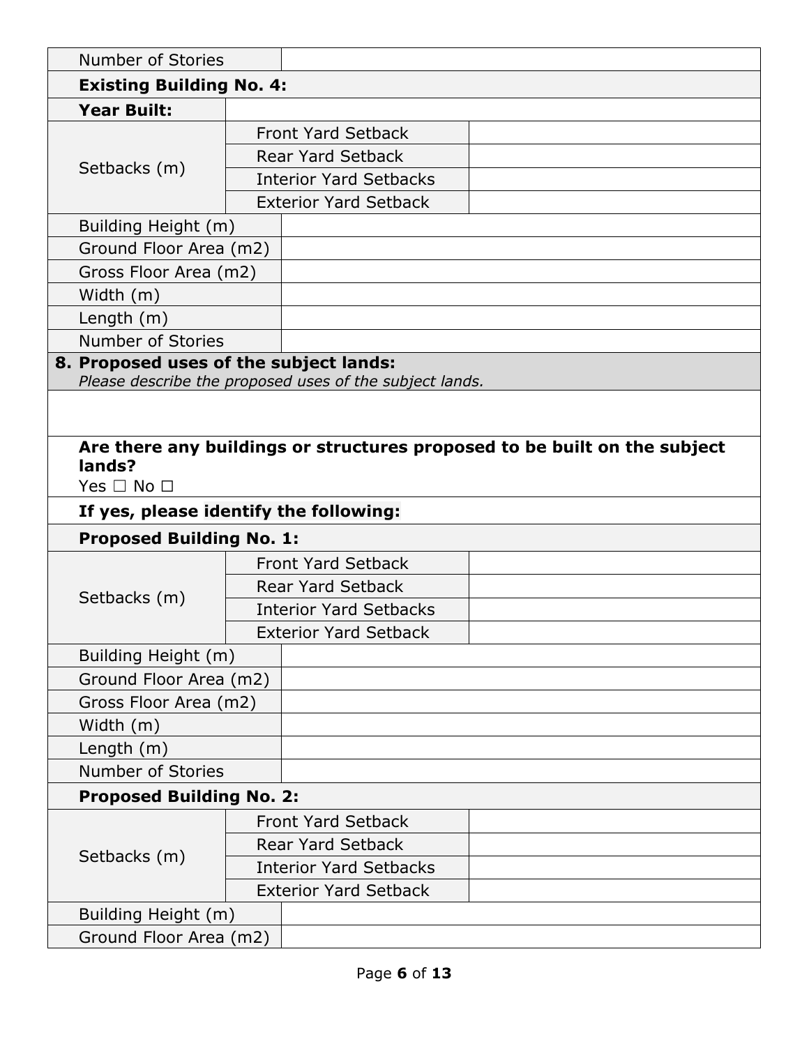| Number of Stories | | |
|---|---|---|
| **Existing Building No. 4:** | | |
| **Year Built:** | | |
| Setbacks (m) | Front Yard Setback | |
| | Rear Yard Setback | |
| | Interior Yard Setbacks | |
| | Exterior Yard Setback | |
| Building Height (m) | | |
| Ground Floor Area (m2) | | |
| Gross Floor Area (m2) | | |
| Width (m) | | |
| Length (m) | | |
| Number of Stories | | |

**8. Proposed uses of the subject lands:**
*Please describe the proposed uses of the subject lands.*

**Are there any buildings or structures proposed to be built on the subject lands?**
Yes ☐ No ☐

**If yes, please identify the following:**

| **Proposed Building No. 1:** | | |
|---|---|---|
| Setbacks (m) | Front Yard Setback | |
| | Rear Yard Setback | |
| | Interior Yard Setbacks | |
| | Exterior Yard Setback | |
| Building Height (m) | | |
| Ground Floor Area (m2) | | |
| Gross Floor Area (m2) | | |
| Width (m) | | |
| Length (m) | | |
| Number of Stories | | |
| **Proposed Building No. 2:** | | |
| Setbacks (m) | Front Yard Setback | |
| | Rear Yard Setback | |
| | Interior Yard Setbacks | |
| | Exterior Yard Setback | |
| Building Height (m) | | |
| Ground Floor Area (m2) | | |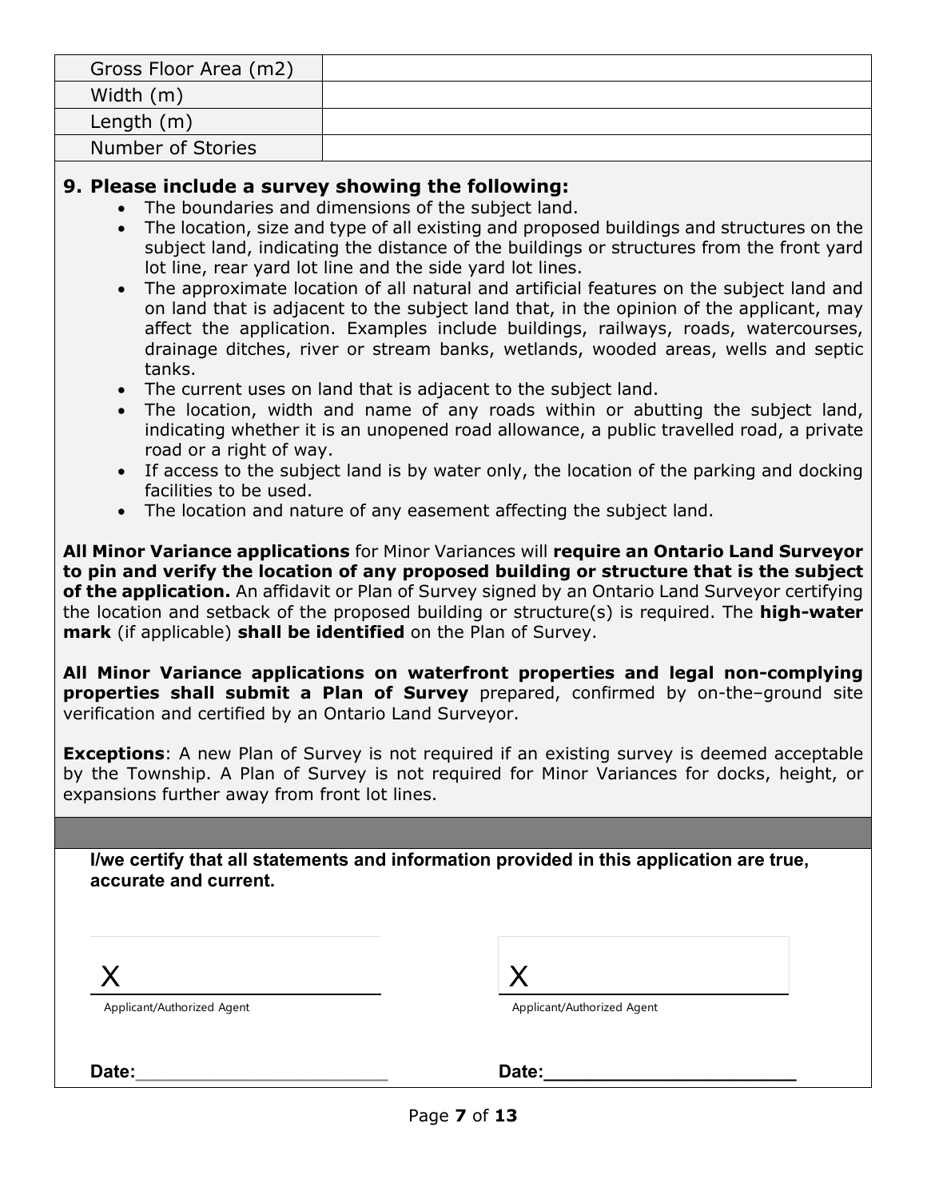| Gross Floor Area (m2) | |
| --- | --- |
| Width (m) | |
| Length (m) | |
| Number of Stories | |

### 9. Please include a survey showing the following:

- The boundaries and dimensions of the subject land.
- The location, size and type of all existing and proposed buildings and structures on the subject land, indicating the distance of the buildings or structures from the front yard lot line, rear yard lot line and the side yard lot lines.
- The approximate location of all natural and artificial features on the subject land and on land that is adjacent to the subject land that, in the opinion of the applicant, may affect the application. Examples include buildings, railways, roads, watercourses, drainage ditches, river or stream banks, wetlands, wooded areas, wells and septic tanks.
- The current uses on land that is adjacent to the subject land.
- The location, width and name of any roads within or abutting the subject land, indicating whether it is an unopened road allowance, a public travelled road, a private road or a right of way.
- If access to the subject land is by water only, the location of the parking and docking facilities to be used.
- The location and nature of any easement affecting the subject land.

**All Minor Variance applications** for Minor Variances will **require an Ontario Land Surveyor to pin and verify the location of any proposed building or structure that is the subject of the application.** An affidavit or Plan of Survey signed by an Ontario Land Surveyor certifying the location and setback of the proposed building or structure(s) is required. The **high-water mark** (if applicable) **shall be identified** on the Plan of Survey.

**All Minor Variance applications on waterfront properties and legal non-complying properties shall submit a Plan of Survey** prepared, confirmed by on-the–ground site verification and certified by an Ontario Land Surveyor.

**Exceptions**: A new Plan of Survey is not required if an existing survey is deemed acceptable by the Township. A Plan of Survey is not required for Minor Variances for docks, height, or expansions further away from front lot lines.

**I/we certify that all statements and information provided in this application are true, accurate and current.**

X ______________________
Applicant/Authorized Agent

**Date:** ______________________

X ______________________
Applicant/Authorized Agent

**Date:** ______________________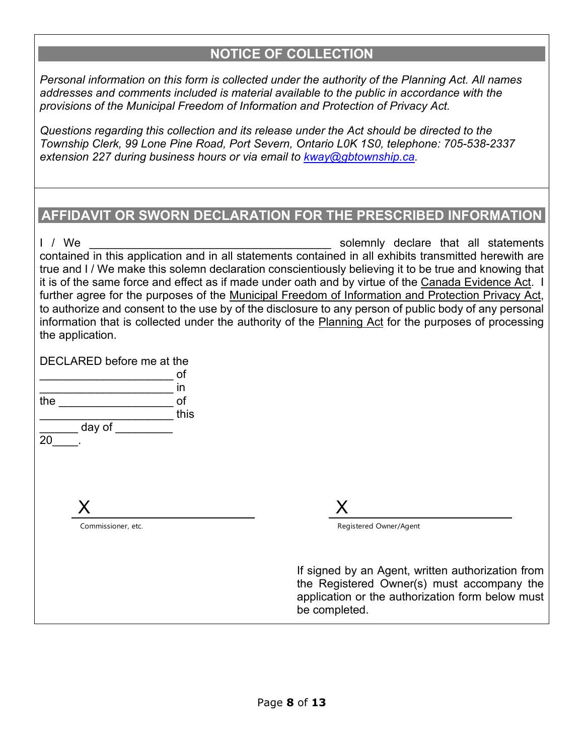## NOTICE OF COLLECTION

*Personal information on this form is collected under the authority of the Planning Act. All names addresses and comments included is material available to the public in accordance with the provisions of the Municipal Freedom of Information and Protection of Privacy Act.*

*Questions regarding this collection and its release under the Act should be directed to the Township Clerk, 99 Lone Pine Road, Port Severn, Ontario L0K 1S0, telephone: 705-538-2337 extension 227 during business hours or via email to [kway@gbtownship.ca](mailto:kway@gbtownship.ca).*

## AFFIDAVIT OR SWORN DECLARATION FOR THE PRESCRIBED INFORMATION

I / We ________________________________________ solemnly declare that all statements contained in this application and in all statements contained in all exhibits transmitted herewith are true and I / We make this solemn declaration conscientiously believing it to be true and knowing that it is of the same force and effect as if made under oath and by virtue of the Canada Evidence Act. I further agree for the purposes of the Municipal Freedom of Information and Protection Privacy Act, to authorize and consent to the use by of the disclosure to any person of public body of any personal information that is collected under the authority of the Planning Act for the purposes of processing the application.

DECLARED before me at the
______________________ of
______________________ in
the ___________________ of
______________________ this
______ day of _________
20____.

X ______________________
Commissioner, etc.

X ______________________
Registered Owner/Agent

If signed by an Agent, written authorization from the Registered Owner(s) must accompany the application or the authorization form below must be completed.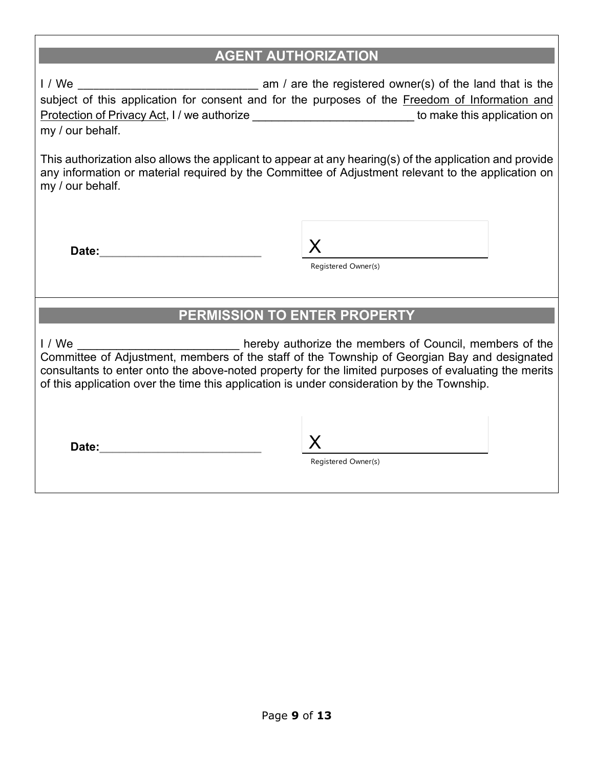## AGENT AUTHORIZATION

I / We ____________________________ am / are the registered owner(s) of the land that is the subject of this application for consent and for the purposes of the Freedom of Information and Protection of Privacy Act, I / we authorize _________________________ to make this application on my / our behalf.

This authorization also allows the applicant to appear at any hearing(s) of the application and provide any information or material required by the Committee of Adjustment relevant to the application on my / our behalf.

**Date:**_________________________

X _________________________
Registered Owner(s)

## PERMISSION TO ENTER PROPERTY

I / We _________________________ hereby authorize the members of Council, members of the Committee of Adjustment, members of the staff of the Township of Georgian Bay and designated consultants to enter onto the above-noted property for the limited purposes of evaluating the merits of this application over the time this application is under consideration by the Township.

**Date:**_________________________

X _________________________
Registered Owner(s)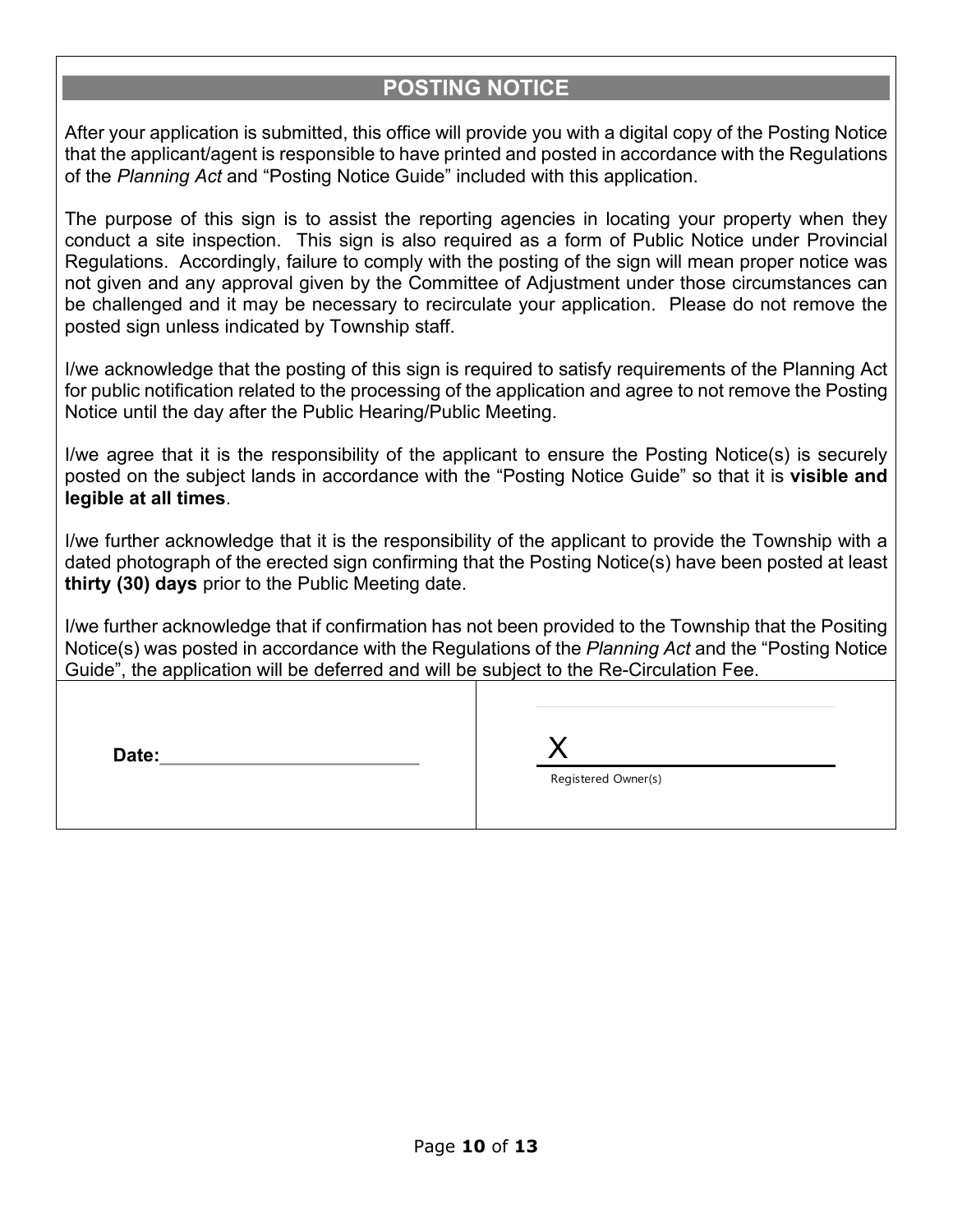## POSTING NOTICE

After your application is submitted, this office will provide you with a digital copy of the Posting Notice that the applicant/agent is responsible to have printed and posted in accordance with the Regulations of the *Planning Act* and "Posting Notice Guide" included with this application.

The purpose of this sign is to assist the reporting agencies in locating your property when they conduct a site inspection. This sign is also required as a form of Public Notice under Provincial Regulations. Accordingly, failure to comply with the posting of the sign will mean proper notice was not given and any approval given by the Committee of Adjustment under those circumstances can be challenged and it may be necessary to recirculate your application. Please do not remove the posted sign unless indicated by Township staff.

I/we acknowledge that the posting of this sign is required to satisfy requirements of the Planning Act for public notification related to the processing of the application and agree to not remove the Posting Notice until the day after the Public Hearing/Public Meeting.

I/we agree that it is the responsibility of the applicant to ensure the Posting Notice(s) is securely posted on the subject lands in accordance with the "Posting Notice Guide" so that it is **visible and legible at all times**.

I/we further acknowledge that it is the responsibility of the applicant to provide the Township with a dated photograph of the erected sign confirming that the Posting Notice(s) have been posted at least **thirty (30) days** prior to the Public Meeting date.

I/we further acknowledge that if confirmation has not been provided to the Township that the Positing Notice(s) was posted in accordance with the Regulations of the *Planning Act* and the "Posting Notice Guide", the application will be deferred and will be subject to the Re-Circulation Fee.

| **Date:**\_\_\_\_\_\_\_\_\_\_\_\_\_\_\_\_\_\_\_\_\_\_\_\_\_ | X\_\_\_\_\_\_\_\_\_\_\_\_\_\_\_\_\_\_\_\_\_\_\_ Registered Owner(s) |
| --- | --- |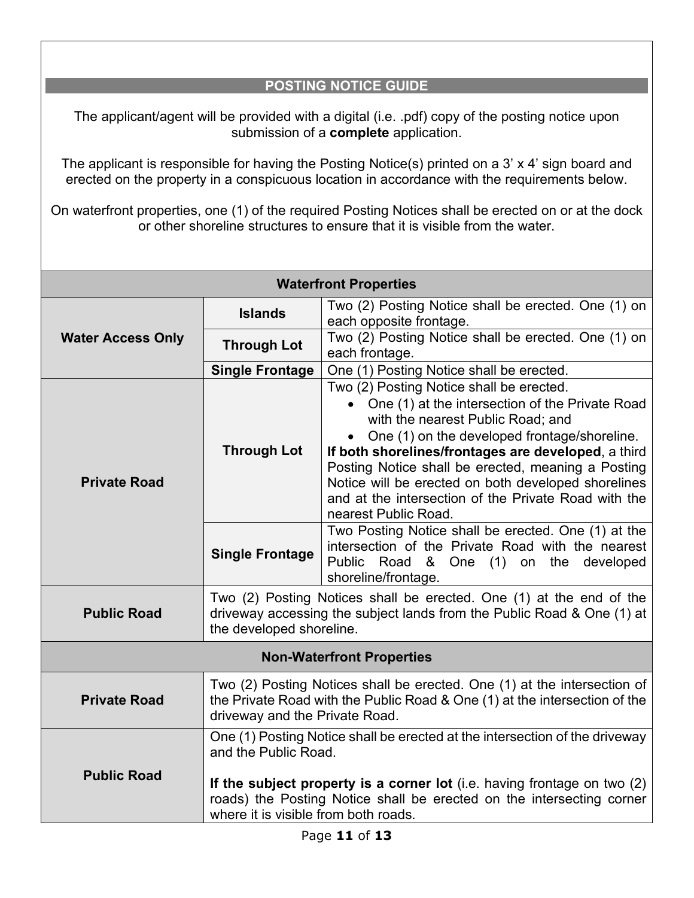## POSTING NOTICE GUIDE

The applicant/agent will be provided with a digital (i.e. .pdf) copy of the posting notice upon submission of a **complete** application.

The applicant is responsible for having the Posting Notice(s) printed on a 3' x 4' sign board and erected on the property in a conspicuous location in accordance with the requirements below.

On waterfront properties, one (1) of the required Posting Notices shall be erected on or at the dock or other shoreline structures to ensure that it is visible from the water.

| **Waterfront Properties** | | |
|---|---|---|
| **Water Access Only** | **Islands** | Two (2) Posting Notice shall be erected. One (1) on each opposite frontage. |
| | **Through Lot** | Two (2) Posting Notice shall be erected. One (1) on each frontage. |
| | **Single Frontage** | One (1) Posting Notice shall be erected. |
| **Private Road** | **Through Lot** | Two (2) Posting Notice shall be erected. <br>• One (1) at the intersection of the Private Road with the nearest Public Road; and <br>• One (1) on the developed frontage/shoreline. <br>**If both shorelines/frontages are developed**, a third Posting Notice shall be erected, meaning a Posting Notice will be erected on both developed shorelines and at the intersection of the Private Road with the nearest Public Road. |
| | **Single Frontage** | Two Posting Notice shall be erected. One (1) at the intersection of the Private Road with the nearest Public Road & One (1) on the developed shoreline/frontage. |
| **Public Road** | Two (2) Posting Notices shall be erected. One (1) at the end of the driveway accessing the subject lands from the Public Road & One (1) at the developed shoreline. | |
| **Non-Waterfront Properties** | | |
| **Private Road** | Two (2) Posting Notices shall be erected. One (1) at the intersection of the Private Road with the Public Road & One (1) at the intersection of the driveway and the Private Road. | |
| **Public Road** | One (1) Posting Notice shall be erected at the intersection of the driveway and the Public Road. <br><br>**If the subject property is a corner lot** (i.e. having frontage on two (2) roads) the Posting Notice shall be erected on the intersecting corner where it is visible from both roads. | |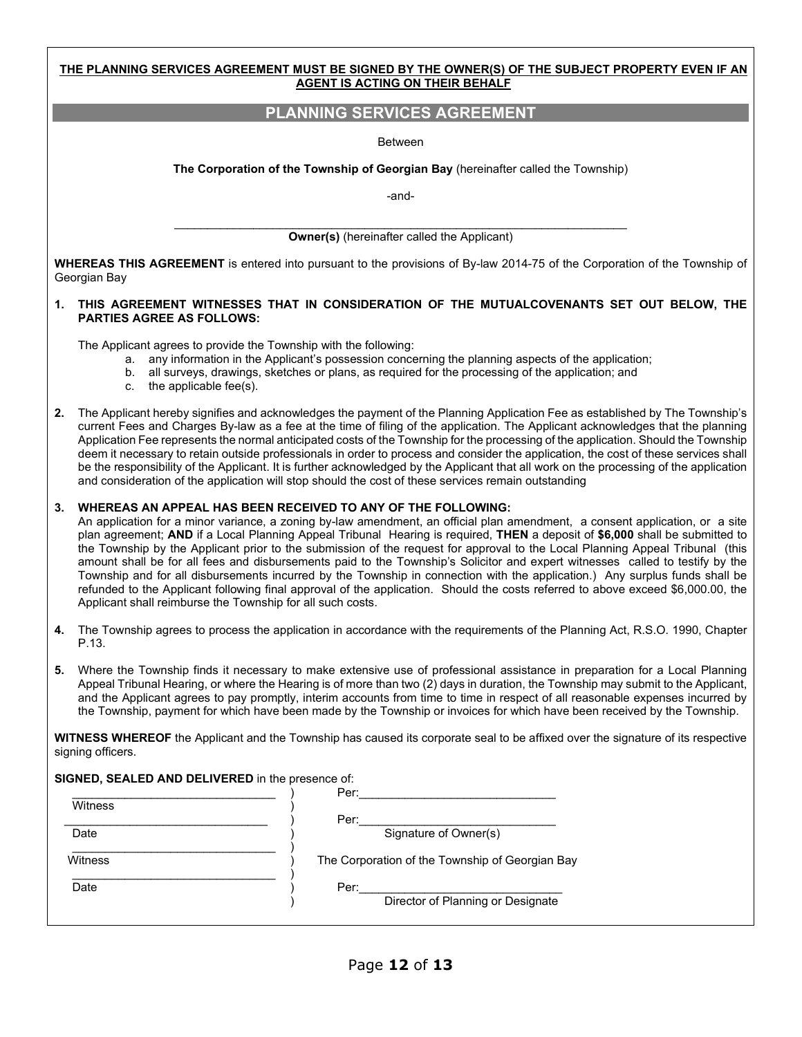**THE PLANNING SERVICES AGREEMENT MUST BE SIGNED BY THE OWNER(S) OF THE SUBJECT PROPERTY EVEN IF AN AGENT IS ACTING ON THEIR BEHALF**

## PLANNING SERVICES AGREEMENT

Between

**The Corporation of the Township of Georgian Bay** (hereinafter called the Township)

-and-

_______________________________________________________________________

**Owner(s)** (hereinafter called the Applicant)

**WHEREAS THIS AGREEMENT** is entered into pursuant to the provisions of By-law 2014-75 of the Corporation of the Township of Georgian Bay

**1. THIS AGREEMENT WITNESSES THAT IN CONSIDERATION OF THE MUTUALCOVENANTS SET OUT BELOW, THE PARTIES AGREE AS FOLLOWS:**

The Applicant agrees to provide the Township with the following:

a. any information in the Applicant's possession concerning the planning aspects of the application;
b. all surveys, drawings, sketches or plans, as required for the processing of the application; and
c. the applicable fee(s).

**2.** The Applicant hereby signifies and acknowledges the payment of the Planning Application Fee as established by The Township's current Fees and Charges By-law as a fee at the time of filing of the application. The Applicant acknowledges that the planning Application Fee represents the normal anticipated costs of the Township for the processing of the application. Should the Township deem it necessary to retain outside professionals in order to process and consider the application, the cost of these services shall be the responsibility of the Applicant. It is further acknowledged by the Applicant that all work on the processing of the application and consideration of the application will stop should the cost of these services remain outstanding

**3. WHEREAS AN APPEAL HAS BEEN RECEIVED TO ANY OF THE FOLLOWING:**
An application for a minor variance, a zoning by-law amendment, an official plan amendment, a consent application, or a site plan agreement; **AND** if a Local Planning Appeal Tribunal Hearing is required, **THEN** a deposit of **$6,000** shall be submitted to the Township by the Applicant prior to the submission of the request for approval to the Local Planning Appeal Tribunal (this amount shall be for all fees and disbursements paid to the Township's Solicitor and expert witnesses called to testify by the Township and for all disbursements incurred by the Township in connection with the application.) Any surplus funds shall be refunded to the Applicant following final approval of the application. Should the costs referred to above exceed $6,000.00, the Applicant shall reimburse the Township for all such costs.

**4.** The Township agrees to process the application in accordance with the requirements of the Planning Act, R.S.O. 1990, Chapter P.13.

**5.** Where the Township finds it necessary to make extensive use of professional assistance in preparation for a Local Planning Appeal Tribunal Hearing, or where the Hearing is of more than two (2) days in duration, the Township may submit to the Applicant, and the Applicant agrees to pay promptly, interim accounts from time to time in respect of all reasonable expenses incurred by the Township, payment for which have been made by the Township or invoices for which have been received by the Township.

**WITNESS WHEREOF** the Applicant and the Township has caused its corporate seal to be affixed over the signature of its respective signing officers.

**SIGNED, SEALED AND DELIVERED** in the presence of:

| | | |
|---|---|---|
| ______________________________ Witness | ) | Per:______________________________ |
| ______________________________ Date | ) | Per:______________________________ Signature of Owner(s) |
| ______________________________ Witness | ) | The Corporation of the Township of Georgian Bay |
| ______________________________ Date | ) | Per:______________________________ Director of Planning or Designate |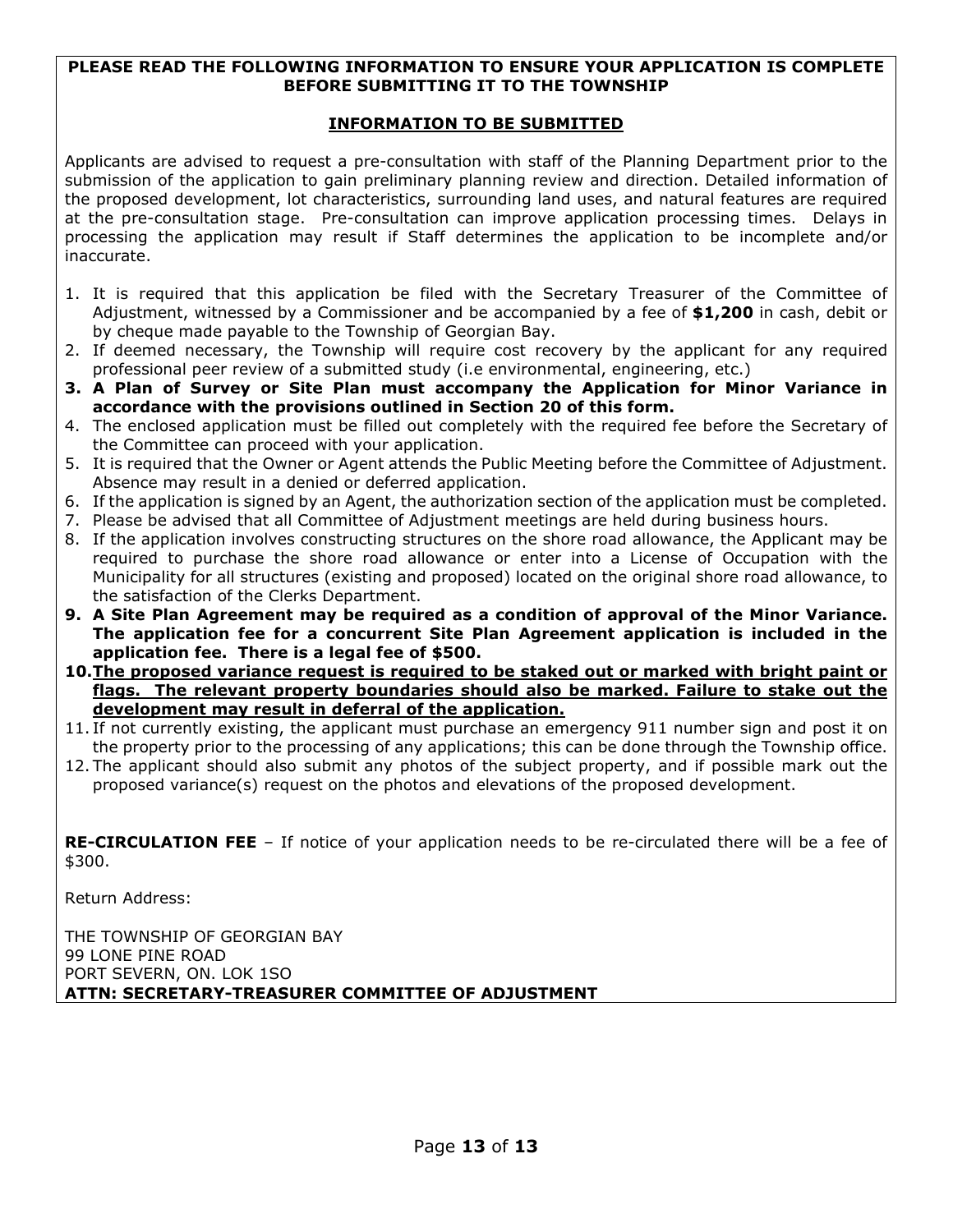**PLEASE READ THE FOLLOWING INFORMATION TO ENSURE YOUR APPLICATION IS COMPLETE BEFORE SUBMITTING IT TO THE TOWNSHIP**

## INFORMATION TO BE SUBMITTED

Applicants are advised to request a pre-consultation with staff of the Planning Department prior to the submission of the application to gain preliminary planning review and direction. Detailed information of the proposed development, lot characteristics, surrounding land uses, and natural features are required at the pre-consultation stage. Pre-consultation can improve application processing times. Delays in processing the application may result if Staff determines the application to be incomplete and/or inaccurate.

1. It is required that this application be filed with the Secretary Treasurer of the Committee of Adjustment, witnessed by a Commissioner and be accompanied by a fee of **$1,200** in cash, debit or by cheque made payable to the Township of Georgian Bay.
2. If deemed necessary, the Township will require cost recovery by the applicant for any required professional peer review of a submitted study (i.e environmental, engineering, etc.)
3. **A Plan of Survey or Site Plan must accompany the Application for Minor Variance in accordance with the provisions outlined in Section 20 of this form.**
4. The enclosed application must be filled out completely with the required fee before the Secretary of the Committee can proceed with your application.
5. It is required that the Owner or Agent attends the Public Meeting before the Committee of Adjustment. Absence may result in a denied or deferred application.
6. If the application is signed by an Agent, the authorization section of the application must be completed.
7. Please be advised that all Committee of Adjustment meetings are held during business hours.
8. If the application involves constructing structures on the shore road allowance, the Applicant may be required to purchase the shore road allowance or enter into a License of Occupation with the Municipality for all structures (existing and proposed) located on the original shore road allowance, to the satisfaction of the Clerks Department.
9. **A Site Plan Agreement may be required as a condition of approval of the Minor Variance. The application fee for a concurrent Site Plan Agreement application is included in the application fee. There is a legal fee of $500.**
10. **The proposed variance request is required to be staked out or marked with bright paint or flags. The relevant property boundaries should also be marked. Failure to stake out the development may result in deferral of the application.**
11. If not currently existing, the applicant must purchase an emergency 911 number sign and post it on the property prior to the processing of any applications; this can be done through the Township office.
12. The applicant should also submit any photos of the subject property, and if possible mark out the proposed variance(s) request on the photos and elevations of the proposed development.

**RE-CIRCULATION FEE** – If notice of your application needs to be re-circulated there will be a fee of $300.

Return Address:

THE TOWNSHIP OF GEORGIAN BAY
99 LONE PINE ROAD
PORT SEVERN, ON. LOK 1SO
**ATTN: SECRETARY-TREASURER COMMITTEE OF ADJUSTMENT**